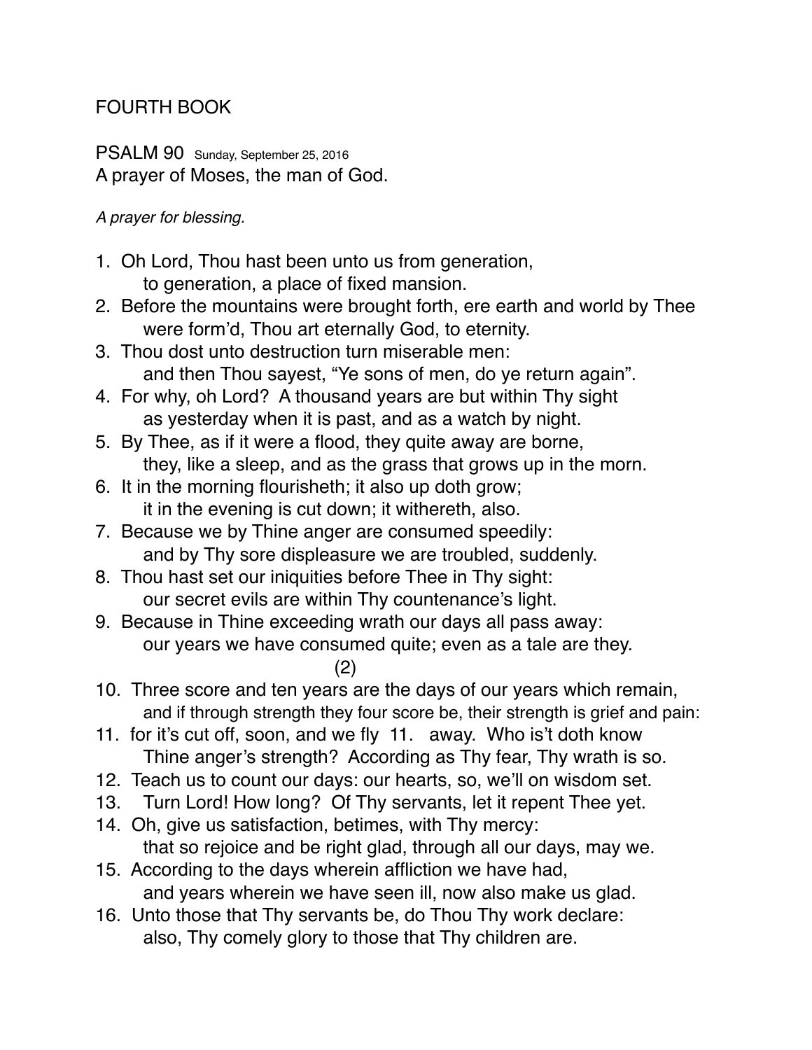# FOURTH BOOK

## PSALM 90 Sunday, September 25, 2016

A prayer of Moses, the man of God.

*A prayer for blessing.*

1. Oh Lord, Thou hast been unto us from generation,
   to generation, a place of fixed mansion.
2. Before the mountains were brought forth, ere earth and world by Thee
   were form'd, Thou art eternally God, to eternity.
3. Thou dost unto destruction turn miserable men:
   and then Thou sayest, "Ye sons of men, do ye return again".
4. For why, oh Lord? A thousand years are but within Thy sight
   as yesterday when it is past, and as a watch by night.
5. By Thee, as if it were a flood, they quite away are borne,
   they, like a sleep, and as the grass that grows up in the morn.
6. It in the morning flourisheth; it also up doth grow;
   it in the evening is cut down; it withereth, also.
7. Because we by Thine anger are consumed speedily:
   and by Thy sore displeasure we are troubled, suddenly.
8. Thou hast set our iniquities before Thee in Thy sight:
   our secret evils are within Thy countenance's light.
9. Because in Thine exceeding wrath our days all pass away:
   our years we have consumed quite; even as a tale are they.

(2)

10. Three score and ten years are the days of our years which remain,
    and if through strength they four score be, their strength is grief and pain:
11. for it's cut off, soon, and we fly 11. away. Who is't doth know
    Thine anger's strength? According as Thy fear, Thy wrath is so.
12. Teach us to count our days: our hearts, so, we'll on wisdom set.
13. Turn Lord! How long? Of Thy servants, let it repent Thee yet.
14. Oh, give us satisfaction, betimes, with Thy mercy:
    that so rejoice and be right glad, through all our days, may we.
15. According to the days wherein affliction we have had,
    and years wherein we have seen ill, now also make us glad.
16. Unto those that Thy servants be, do Thou Thy work declare:
    also, Thy comely glory to those that Thy children are.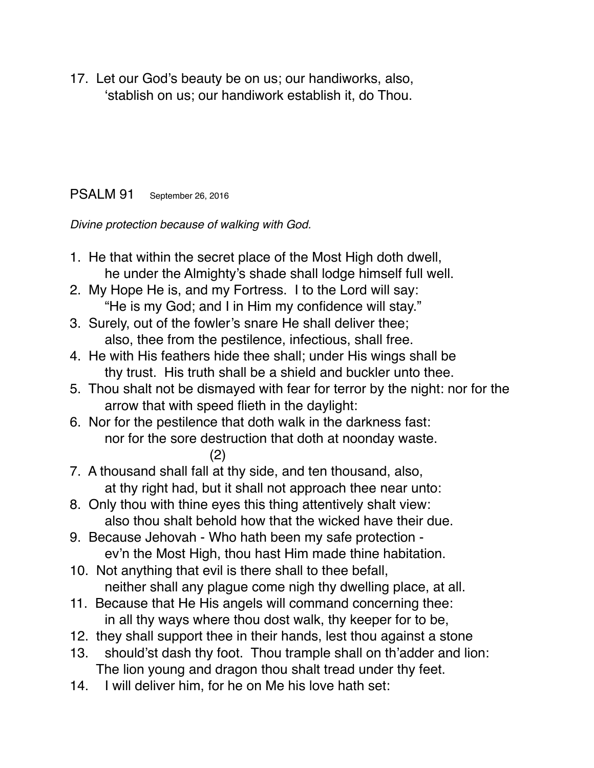17. Let our God's beauty be on us; our handiworks, also,
 'stablish on us; our handiwork establish it, do Thou.

## PSALM 91 September 26, 2016

*Divine protection because of walking with God.*

1. He that within the secret place of the Most High doth dwell,
 he under the Almighty's shade shall lodge himself full well.
2. My Hope He is, and my Fortress. I to the Lord will say:
 "He is my God; and I in Him my confidence will stay."
3. Surely, out of the fowler's snare He shall deliver thee;
 also, thee from the pestilence, infectious, shall free.
4. He with His feathers hide thee shall; under His wings shall be
 thy trust. His truth shall be a shield and buckler unto thee.
5. Thou shalt not be dismayed with fear for terror by the night: nor for the
 arrow that with speed flieth in the daylight:
6. Nor for the pestilence that doth walk in the darkness fast:
 nor for the sore destruction that doth at noonday waste.

(2)

7. A thousand shall fall at thy side, and ten thousand, also,
 at thy right had, but it shall not approach thee near unto:
8. Only thou with thine eyes this thing attentively shalt view:
 also thou shalt behold how that the wicked have their due.
9. Because Jehovah - Who hath been my safe protection -
 ev'n the Most High, thou hast Him made thine habitation.
10. Not anything that evil is there shall to thee befall,
 neither shall any plague come nigh thy dwelling place, at all.
11. Because that He His angels will command concerning thee:
 in all thy ways where thou dost walk, thy keeper for to be,
12. they shall support thee in their hands, lest thou against a stone
13. should'st dash thy foot. Thou trample shall on th'adder and lion:
 The lion young and dragon thou shalt tread under thy feet.
14. I will deliver him, for he on Me his love hath set: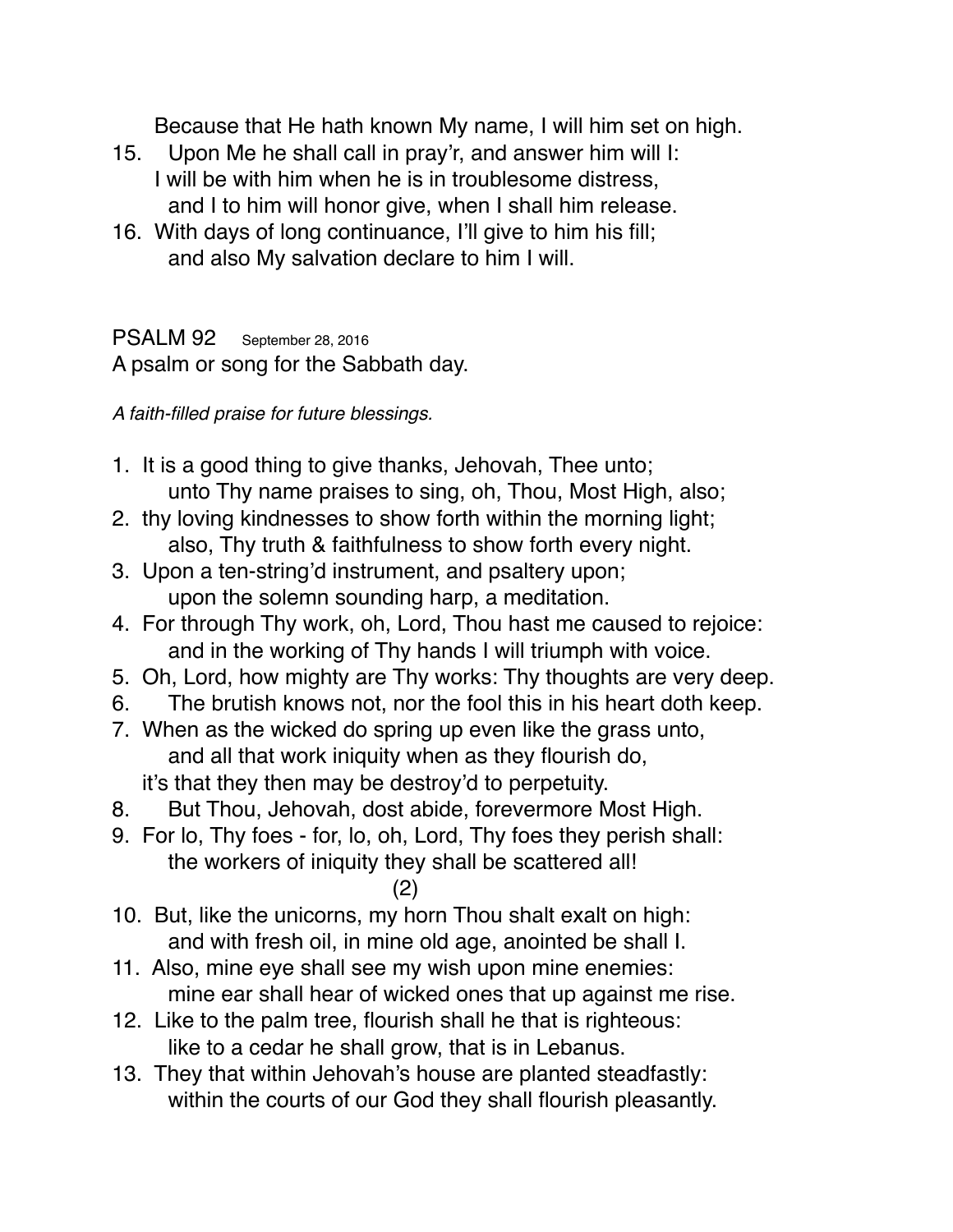Because that He hath known My name, I will him set on high.

15. Upon Me he shall call in pray’r, and answer him will I:
    I will be with him when he is in troublesome distress,
    and I to him will honor give, when I shall him release.
16. With days of long continuance, I’ll give to him his fill;
    and also My salvation declare to him I will.

## PSALM 92 September 28, 2016

A psalm or song for the Sabbath day.

*A faith-filled praise for future blessings.*

1. It is a good thing to give thanks, Jehovah, Thee unto;
   unto Thy name praises to sing, oh, Thou, Most High, also;
2. thy loving kindnesses to show forth within the morning light;
   also, Thy truth & faithfulness to show forth every night.
3. Upon a ten-string’d instrument, and psaltery upon;
   upon the solemn sounding harp, a meditation.
4. For through Thy work, oh, Lord, Thou hast me caused to rejoice:
   and in the working of Thy hands I will triumph with voice.
5. Oh, Lord, how mighty are Thy works: Thy thoughts are very deep.
6. The brutish knows not, nor the fool this in his heart doth keep.
7. When as the wicked do spring up even like the grass unto,
   and all that work iniquity when as they flourish do,
   it’s that they then may be destroy’d to perpetuity.
8. But Thou, Jehovah, dost abide, forevermore Most High.
9. For lo, Thy foes - for, lo, oh, Lord, Thy foes they perish shall:
   the workers of iniquity they shall be scattered all!

(2)

10. But, like the unicorns, my horn Thou shalt exalt on high:
    and with fresh oil, in mine old age, anointed be shall I.
11. Also, mine eye shall see my wish upon mine enemies:
    mine ear shall hear of wicked ones that up against me rise.
12. Like to the palm tree, flourish shall he that is righteous:
    like to a cedar he shall grow, that is in Lebanus.
13. They that within Jehovah’s house are planted steadfastly:
    within the courts of our God they shall flourish pleasantly.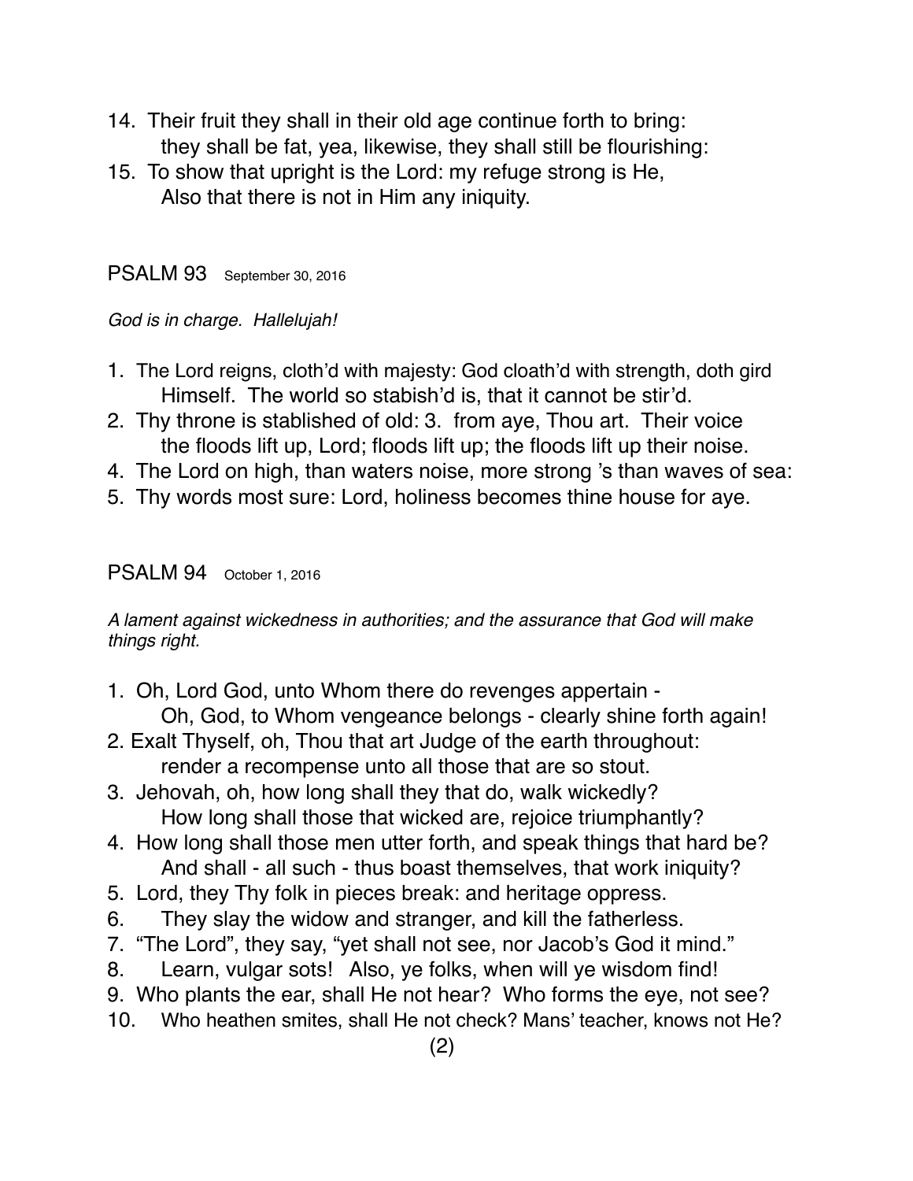14. Their fruit they shall in their old age continue forth to bring:
    they shall be fat, yea, likewise, they shall still be flourishing:
15. To show that upright is the Lord: my refuge strong is He,
    Also that there is not in Him any iniquity.

## PSALM 93 September 30, 2016

*God is in charge. Hallelujah!*

1. The Lord reigns, cloth'd with majesty: God cloath'd with strength, doth gird
   Himself. The world so stabish'd is, that it cannot be stir'd.
2. Thy throne is stablished of old: 3. from aye, Thou art. Their voice
   the floods lift up, Lord; floods lift up; the floods lift up their noise.
4. The Lord on high, than waters noise, more strong 's than waves of sea:
5. Thy words most sure: Lord, holiness becomes thine house for aye.

## PSALM 94 October 1, 2016

*A lament against wickedness in authorities; and the assurance that God will make things right.*

1. Oh, Lord God, unto Whom there do revenges appertain -
   Oh, God, to Whom vengeance belongs - clearly shine forth again!
2. Exalt Thyself, oh, Thou that art Judge of the earth throughout:
   render a recompense unto all those that are so stout.
3. Jehovah, oh, how long shall they that do, walk wickedly?
   How long shall those that wicked are, rejoice triumphantly?
4. How long shall those men utter forth, and speak things that hard be?
   And shall - all such - thus boast themselves, that work iniquity?
5. Lord, they Thy folk in pieces break: and heritage oppress.
6. They slay the widow and stranger, and kill the fatherless.
7. "The Lord", they say, "yet shall not see, nor Jacob's God it mind."
8. Learn, vulgar sots! Also, ye folks, when will ye wisdom find!
9. Who plants the ear, shall He not hear? Who forms the eye, not see?
10. Who heathen smites, shall He not check? Mans' teacher, knows not He?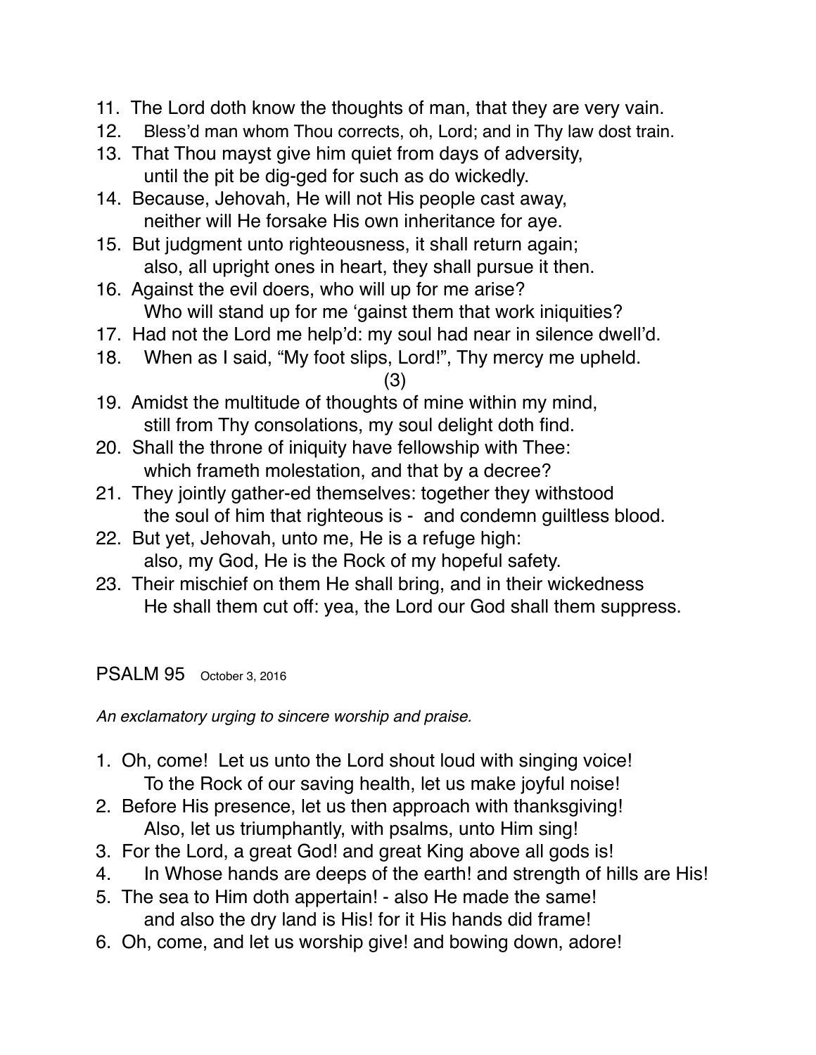11. The Lord doth know the thoughts of man, that they are very vain.
12. Bless'd man whom Thou corrects, oh, Lord; and in Thy law dost train.
13. That Thou mayst give him quiet from days of adversity,
    until the pit be dig-ged for such as do wickedly.
14. Because, Jehovah, He will not His people cast away,
    neither will He forsake His own inheritance for aye.
15. But judgment unto righteousness, it shall return again;
    also, all upright ones in heart, they shall pursue it then.
16. Against the evil doers, who will up for me arise?
    Who will stand up for me 'gainst them that work iniquities?
17. Had not the Lord me help'd: my soul had near in silence dwell'd.
18. When as I said, "My foot slips, Lord!", Thy mercy me upheld.

(3)

19. Amidst the multitude of thoughts of mine within my mind,
    still from Thy consolations, my soul delight doth find.
20. Shall the throne of iniquity have fellowship with Thee:
    which frameth molestation, and that by a decree?
21. They jointly gather-ed themselves: together they withstood
    the soul of him that righteous is - and condemn guiltless blood.
22. But yet, Jehovah, unto me, He is a refuge high:
    also, my God, He is the Rock of my hopeful safety.
23. Their mischief on them He shall bring, and in their wickedness
    He shall them cut off: yea, the Lord our God shall them suppress.

## PSALM 95 October 3, 2016

*An exclamatory urging to sincere worship and praise.*

1. Oh, come! Let us unto the Lord shout loud with singing voice!
   To the Rock of our saving health, let us make joyful noise!
2. Before His presence, let us then approach with thanksgiving!
   Also, let us triumphantly, with psalms, unto Him sing!
3. For the Lord, a great God! and great King above all gods is!
4. In Whose hands are deeps of the earth! and strength of hills are His!
5. The sea to Him doth appertain! - also He made the same!
   and also the dry land is His! for it His hands did frame!
6. Oh, come, and let us worship give! and bowing down, adore!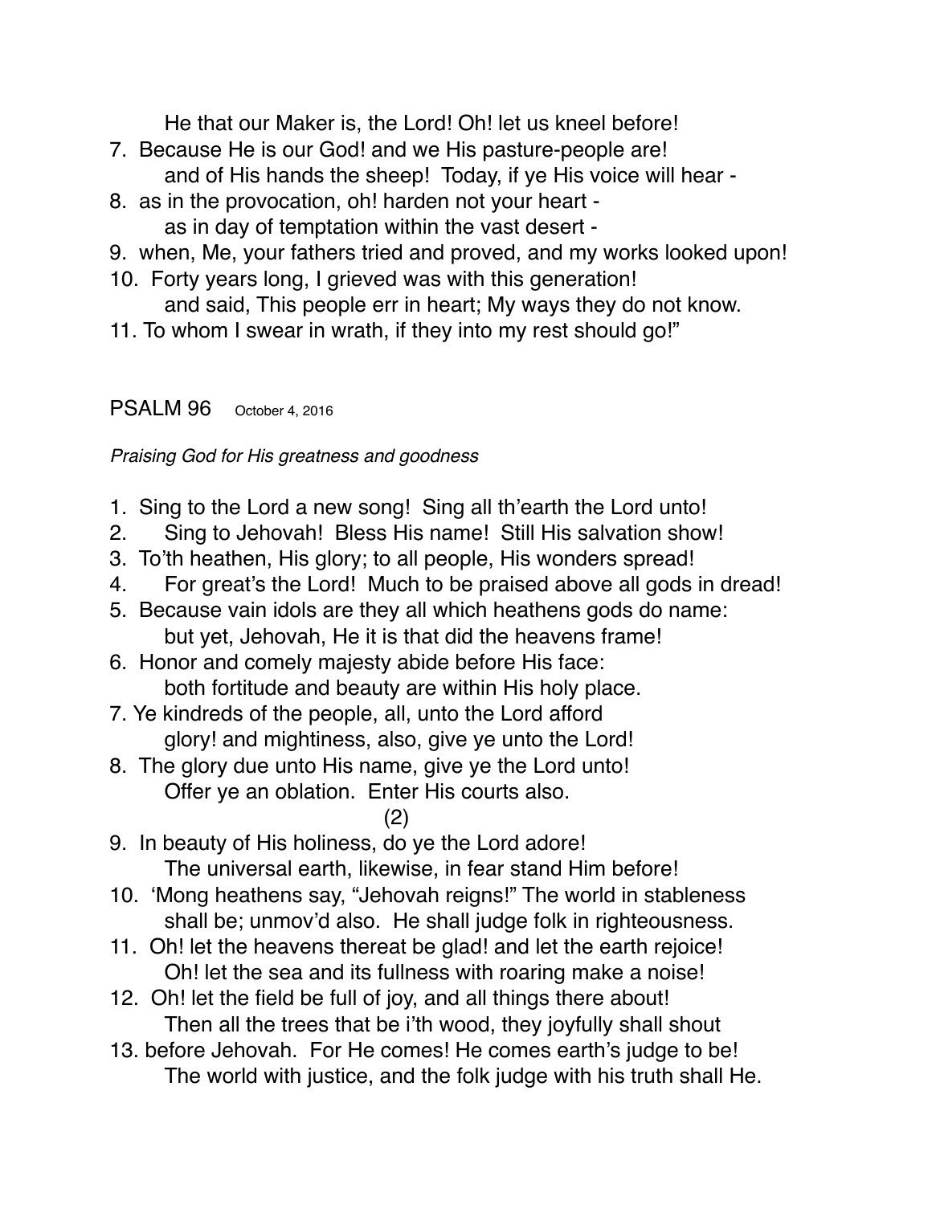He that our Maker is, the Lord! Oh! let us kneel before!

7. Because He is our God! and we His pasture-people are!
   and of His hands the sheep! Today, if ye His voice will hear -
8. as in the provocation, oh! harden not your heart -
   as in day of temptation within the vast desert -
9. when, Me, your fathers tried and proved, and my works looked upon!
10. Forty years long, I grieved was with this generation!
    and said, This people err in heart; My ways they do not know.
11. To whom I swear in wrath, if they into my rest should go!"

## PSALM 96 October 4, 2016

*Praising God for His greatness and goodness*

1. Sing to the Lord a new song! Sing all th'earth the Lord unto!
2. Sing to Jehovah! Bless His name! Still His salvation show!
3. To'th heathen, His glory; to all people, His wonders spread!
4. For great's the Lord! Much to be praised above all gods in dread!
5. Because vain idols are they all which heathens gods do name:
   but yet, Jehovah, He it is that did the heavens frame!
6. Honor and comely majesty abide before His face:
   both fortitude and beauty are within His holy place.
7. Ye kindreds of the people, all, unto the Lord afford
   glory! and mightiness, also, give ye unto the Lord!
8. The glory due unto His name, give ye the Lord unto!
   Offer ye an oblation. Enter His courts also.

(2)

9. In beauty of His holiness, do ye the Lord adore!
   The universal earth, likewise, in fear stand Him before!
10. 'Mong heathens say, "Jehovah reigns!" The world in stableness
    shall be; unmov'd also. He shall judge folk in righteousness.
11. Oh! let the heavens thereat be glad! and let the earth rejoice!
    Oh! let the sea and its fullness with roaring make a noise!
12. Oh! let the field be full of joy, and all things there about!
    Then all the trees that be i'th wood, they joyfully shall shout
13. before Jehovah. For He comes! He comes earth's judge to be!
    The world with justice, and the folk judge with his truth shall He.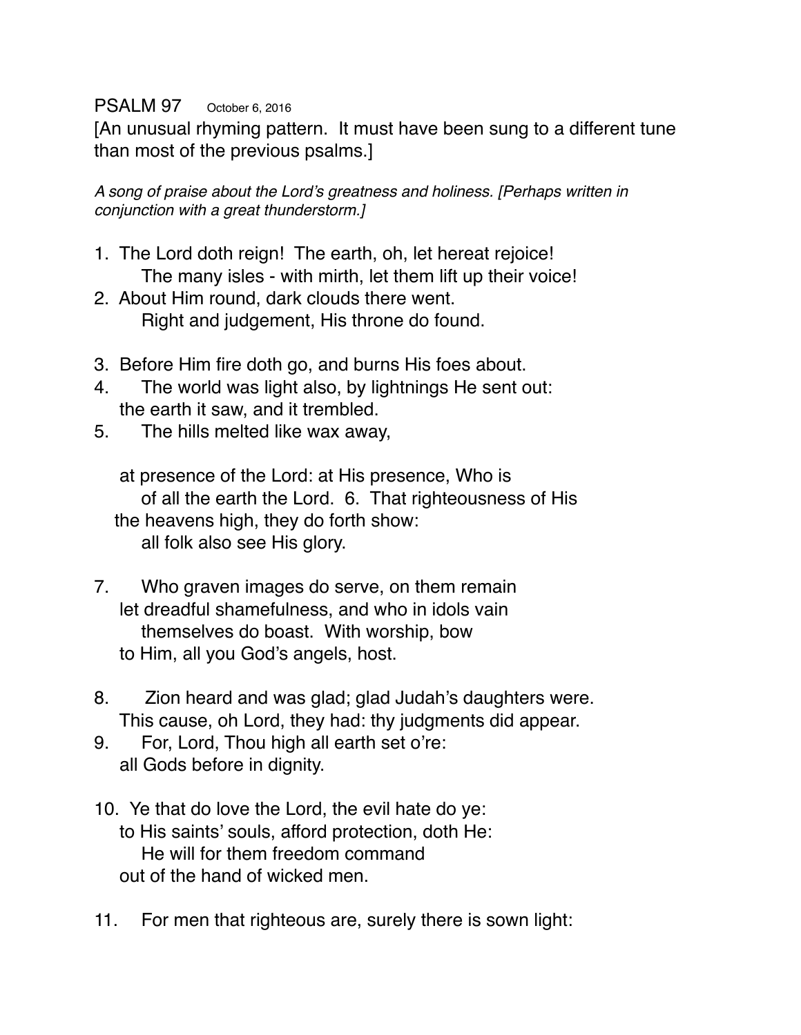PSALM 97 October 6, 2016

[An unusual rhyming pattern. It must have been sung to a different tune than most of the previous psalms.]

*A song of praise about the Lord's greatness and holiness. [Perhaps written in conjunction with a great thunderstorm.]*

1. The Lord doth reign! The earth, oh, let hereat rejoice!
   The many isles - with mirth, let them lift up their voice!
2. About Him round, dark clouds there went.
   Right and judgement, His throne do found.

3. Before Him fire doth go, and burns His foes about.
4. The world was light also, by lightnings He sent out:
   the earth it saw, and it trembled.
5. The hills melted like wax away,

at presence of the Lord: at His presence, Who is
of all the earth the Lord. 6. That righteousness of His
the heavens high, they do forth show:
all folk also see His glory.

7. Who graven images do serve, on them remain
   let dreadful shamefulness, and who in idols vain
   themselves do boast. With worship, bow
   to Him, all you God's angels, host.

8. Zion heard and was glad; glad Judah's daughters were.
   This cause, oh Lord, they had: thy judgments did appear.
9. For, Lord, Thou high all earth set o're:
   all Gods before in dignity.

10. Ye that do love the Lord, the evil hate do ye:
    to His saints' souls, afford protection, doth He:
    He will for them freedom command
    out of the hand of wicked men.

11. For men that righteous are, surely there is sown light: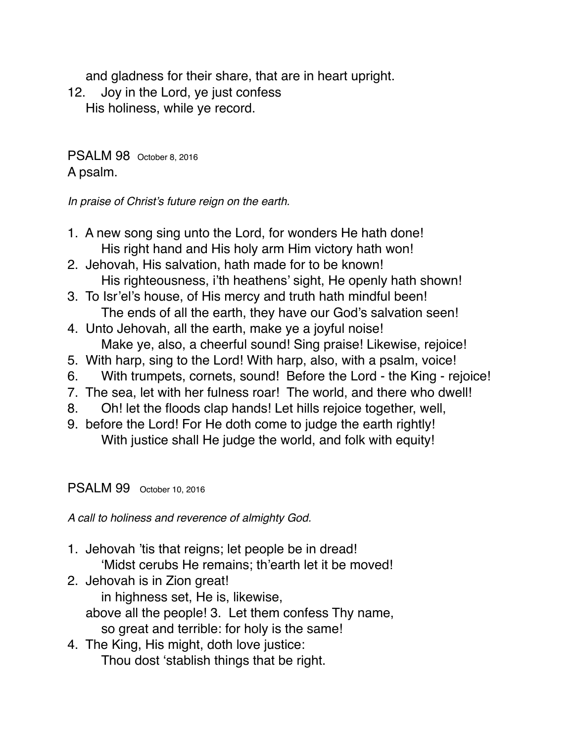and gladness for their share, that are in heart upright.

12. Joy in the Lord, ye just confess
    His holiness, while ye record.

## PSALM 98 October 8, 2016

A psalm.

*In praise of Christ's future reign on the earth.*

1. A new song sing unto the Lord, for wonders He hath done!
   His right hand and His holy arm Him victory hath won!
2. Jehovah, His salvation, hath made for to be known!
   His righteousness, i'th heathens' sight, He openly hath shown!
3. To Isr'el's house, of His mercy and truth hath mindful been!
   The ends of all the earth, they have our God's salvation seen!
4. Unto Jehovah, all the earth, make ye a joyful noise!
   Make ye, also, a cheerful sound! Sing praise! Likewise, rejoice!
5. With harp, sing to the Lord! With harp, also, with a psalm, voice!
6. With trumpets, cornets, sound! Before the Lord - the King - rejoice!
7. The sea, let with her fulness roar! The world, and there who dwell!
8. Oh! let the floods clap hands! Let hills rejoice together, well,
9. before the Lord! For He doth come to judge the earth rightly!
   With justice shall He judge the world, and folk with equity!

## PSALM 99 October 10, 2016

*A call to holiness and reverence of almighty God.*

1. Jehovah 'tis that reigns; let people be in dread!
   'Midst cerubs He remains; th'earth let it be moved!
2. Jehovah is in Zion great!
   in highness set, He is, likewise,
   above all the people! 3. Let them confess Thy name,
   so great and terrible: for holy is the same!
4. The King, His might, doth love justice:
   Thou dost 'stablish things that be right.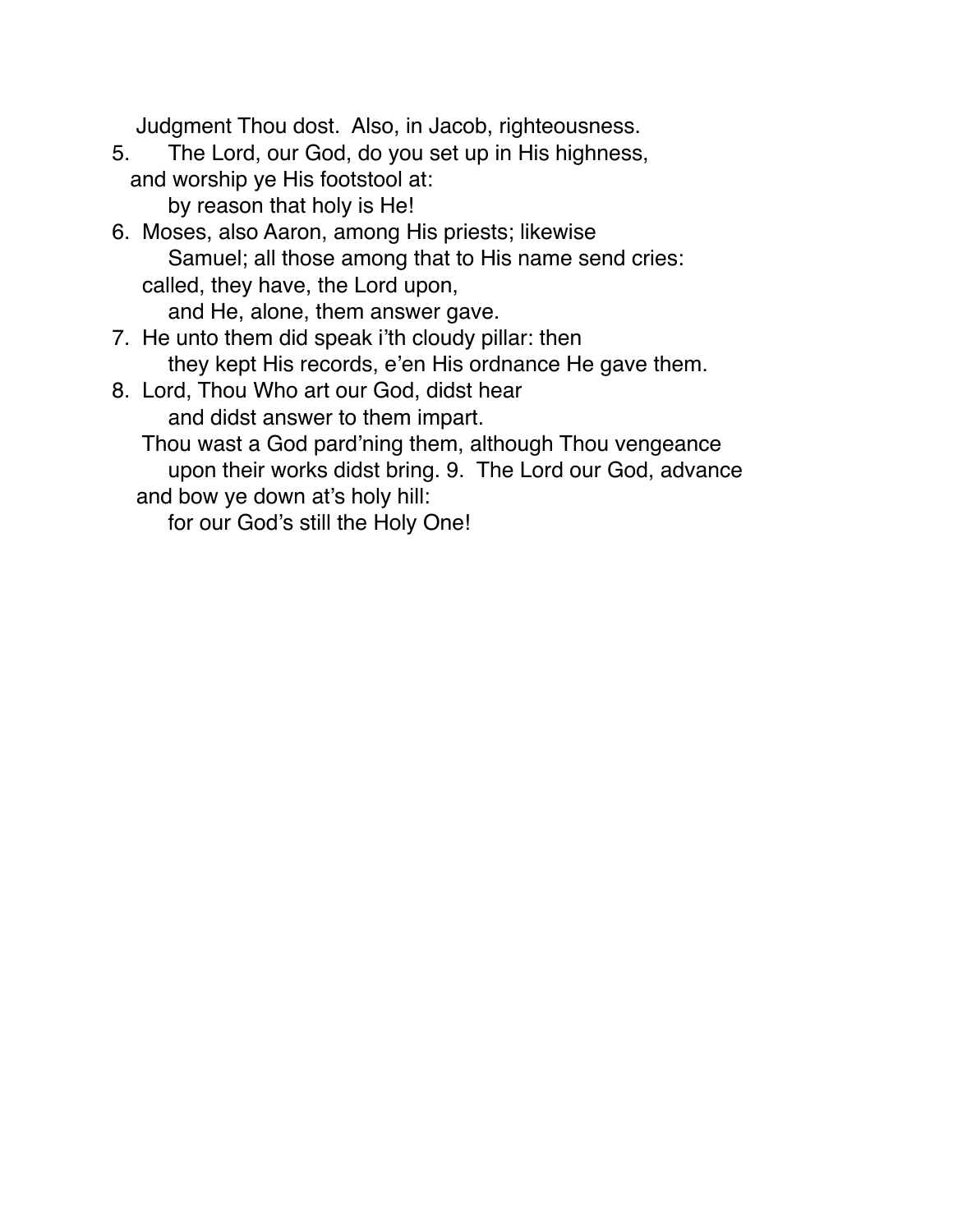Judgment Thou dost.  Also, in Jacob, righteousness.

5. The Lord, our God, do you set up in His highness,
   and worship ye His footstool at:
      by reason that holy is He!
6. Moses, also Aaron, among His priests; likewise
      Samuel; all those among that to His name send cries:
   called, they have, the Lord upon,
      and He, alone, them answer gave.
7. He unto them did speak i'th cloudy pillar: then
      they kept His records, e'en His ordnance He gave them.
8. Lord, Thou Who art our God, didst hear
      and didst answer to them impart.
   Thou wast a God pard'ning them, although Thou vengeance
      upon their works didst bring. 9. The Lord our God, advance
   and bow ye down at's holy hill:
      for our God's still the Holy One!